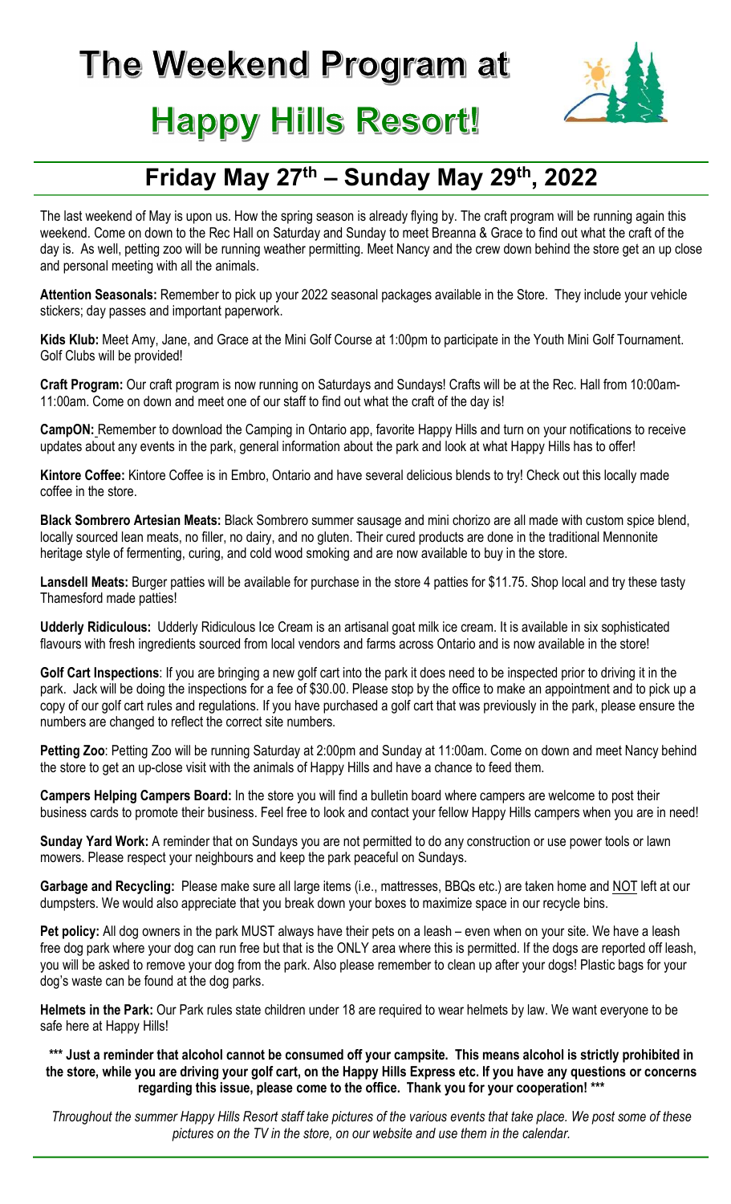# The Weekend Program at Happy Hills Resort!

## Friday May 27th – Sunday May 29th, 2022

The last weekend of May is upon us. How the spring season is already flying by. The craft program will be running again this weekend. Come on down to the Rec Hall on Saturday and Sunday to meet Breanna & Grace to find out what the craft of the day is. As well, petting zoo will be running weather permitting. Meet Nancy and the crew down behind the store get an up close and personal meeting with all the animals.

**Attention Seasonals:** Remember to pick up your 2022 seasonal packages available in the Store. They include your vehicle stickers; day passes and important paperwork.

**Kids Klub:** Meet Amy, Jane, and Grace at the Mini Golf Course at 1:00pm to participate in the Youth Mini Golf Tournament. Golf Clubs will be provided!

**Craft Program:** Our craft program is now running on Saturdays and Sundays! Crafts will be at the Rec. Hall from 10:00am-11:00am. Come on down and meet one of our staff to find out what the craft of the day is!

**CampON:** Remember to download the Camping in Ontario app, favorite Happy Hills and turn on your notifications to receive updates about any events in the park, general information about the park and look at what Happy Hills has to offer!

**Kintore Coffee:** Kintore Coffee is in Embro, Ontario and have several delicious blends to try! Check out this locally made coffee in the store.

**Black Sombrero Artesian Meats:** Black Sombrero summer sausage and mini chorizo are all made with custom spice blend, locally sourced lean meats, no filler, no dairy, and no gluten. Their cured products are done in the traditional Mennonite heritage style of fermenting, curing, and cold wood smoking and are now available to buy in the store.

**Lansdell Meats:** Burger patties will be available for purchase in the store 4 patties for $11.75. Shop local and try these tasty Thamesford made patties!

**Udderly Ridiculous:** Udderly Ridiculous Ice Cream is an artisanal goat milk ice cream. It is available in six sophisticated flavours with fresh ingredients sourced from local vendors and farms across Ontario and is now available in the store!

**Golf Cart Inspections**: If you are bringing a new golf cart into the park it does need to be inspected prior to driving it in the park. Jack will be doing the inspections for a fee of $30.00. Please stop by the office to make an appointment and to pick up a copy of our golf cart rules and regulations. If you have purchased a golf cart that was previously in the park, please ensure the numbers are changed to reflect the correct site numbers.

**Petting Zoo**: Petting Zoo will be running Saturday at 2:00pm and Sunday at 11:00am. Come on down and meet Nancy behind the store to get an up-close visit with the animals of Happy Hills and have a chance to feed them.

**Campers Helping Campers Board:** In the store you will find a bulletin board where campers are welcome to post their business cards to promote their business. Feel free to look and contact your fellow Happy Hills campers when you are in need!

**Sunday Yard Work:** A reminder that on Sundays you are not permitted to do any construction or use power tools or lawn mowers. Please respect your neighbours and keep the park peaceful on Sundays.

**Garbage and Recycling:** Please make sure all large items (i.e., mattresses, BBQs etc.) are taken home and NOT left at our dumpsters. We would also appreciate that you break down your boxes to maximize space in our recycle bins.

**Pet policy:** All dog owners in the park MUST always have their pets on a leash – even when on your site. We have a leash free dog park where your dog can run free but that is the ONLY area where this is permitted. If the dogs are reported off leash, you will be asked to remove your dog from the park. Also please remember to clean up after your dogs! Plastic bags for your dog's waste can be found at the dog parks.

**Helmets in the Park:** Our Park rules state children under 18 are required to wear helmets by law. We want everyone to be safe here at Happy Hills!

**\*\*\* Just a reminder that alcohol cannot be consumed off your campsite. This means alcohol is strictly prohibited in the store, while you are driving your golf cart, on the Happy Hills Express etc. If you have any questions or concerns regarding this issue, please come to the office. Thank you for your cooperation! \*\*\***

*Throughout the summer Happy Hills Resort staff take pictures of the various events that take place. We post some of these pictures on the TV in the store, on our website and use them in the calendar.*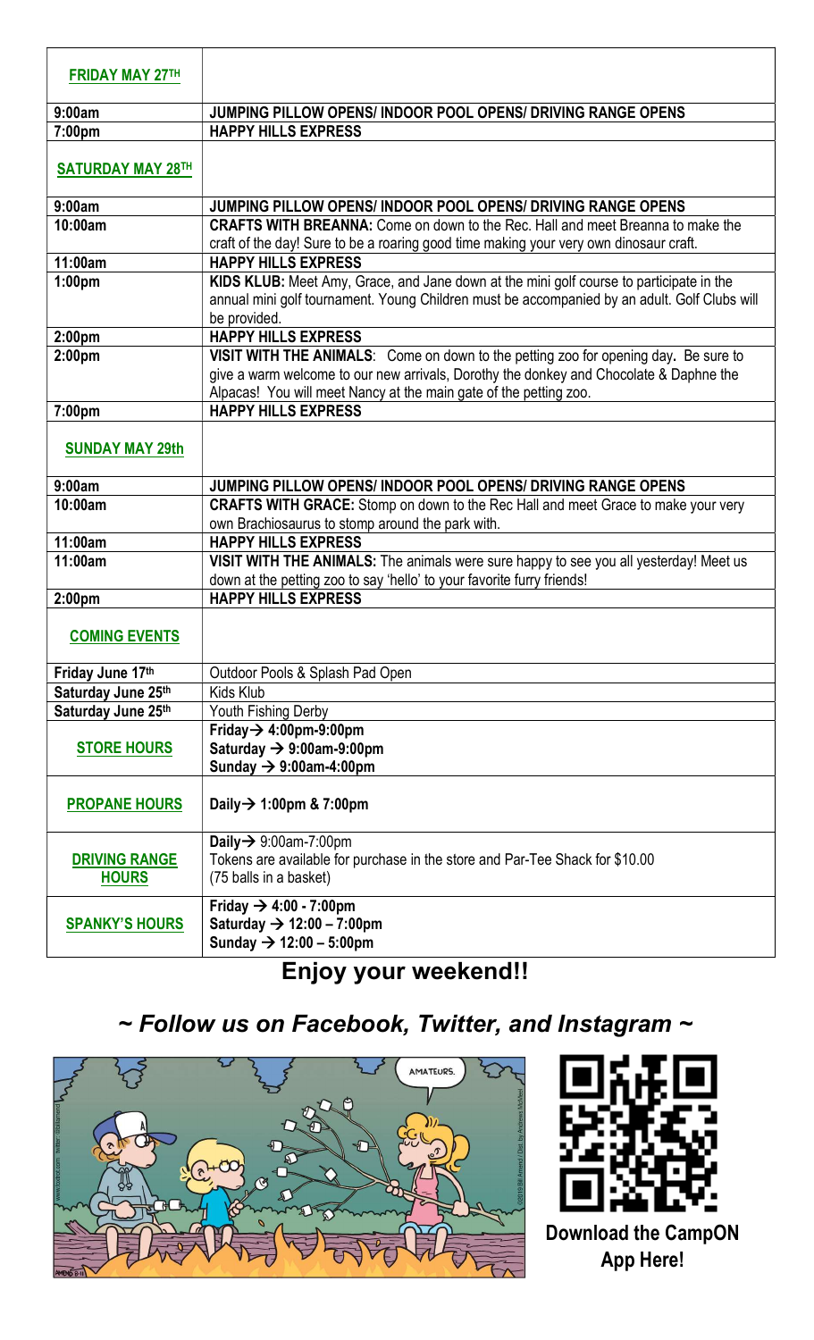| | |
|---|---|
| **FRIDAY MAY 27TH** | |
| **9:00am** | **JUMPING PILLOW OPENS/ INDOOR POOL OPENS/ DRIVING RANGE OPENS** |
| **7:00pm** | **HAPPY HILLS EXPRESS** |
| **SATURDAY MAY 28TH** | |
| **9:00am** | **JUMPING PILLOW OPENS/ INDOOR POOL OPENS/ DRIVING RANGE OPENS** |
| **10:00am** | **CRAFTS WITH BREANNA:** Come on down to the Rec. Hall and meet Breanna to make the craft of the day! Sure to be a roaring good time making your very own dinosaur craft. |
| **11:00am** | **HAPPY HILLS EXPRESS** |
| **1:00pm** | **KIDS KLUB:** Meet Amy, Grace, and Jane down at the mini golf course to participate in the annual mini golf tournament. Young Children must be accompanied by an adult. Golf Clubs will be provided. |
| **2:00pm** | **HAPPY HILLS EXPRESS** |
| **2:00pm** | **VISIT WITH THE ANIMALS**: Come on down to the petting zoo for opening day. Be sure to give a warm welcome to our new arrivals, Dorothy the donkey and Chocolate & Daphne the Alpacas! You will meet Nancy at the main gate of the petting zoo. |
| **7:00pm** | **HAPPY HILLS EXPRESS** |
| **SUNDAY MAY 29th** | |
| **9:00am** | **JUMPING PILLOW OPENS/ INDOOR POOL OPENS/ DRIVING RANGE OPENS** |
| **10:00am** | **CRAFTS WITH GRACE:** Stomp on down to the Rec Hall and meet Grace to make your very own Brachiosaurus to stomp around the park with. |
| **11:00am** | **HAPPY HILLS EXPRESS** |
| **11:00am** | **VISIT WITH THE ANIMALS:** The animals were sure happy to see you all yesterday! Meet us down at the petting zoo to say 'hello' to your favorite furry friends! |
| **2:00pm** | **HAPPY HILLS EXPRESS** |
| **COMING EVENTS** | |
| **Friday June 17th** | Outdoor Pools & Splash Pad Open |
| **Saturday June 25th** | Kids Klub |
| **Saturday June 25th** | Youth Fishing Derby |
| **STORE HOURS** | **Friday→ 4:00pm-9:00pm**<br>**Saturday → 9:00am-9:00pm**<br>**Sunday → 9:00am-4:00pm** |
| **PROPANE HOURS** | **Daily→ 1:00pm & 7:00pm** |
| **DRIVING RANGE HOURS** | **Daily→** 9:00am-7:00pm<br>Tokens are available for purchase in the store and Par-Tee Shack for $10.00<br>(75 balls in a basket) |
| **SPANKY'S HOURS** | **Friday → 4:00 - 7:00pm**<br>**Saturday → 12:00 – 7:00pm**<br>**Sunday → 12:00 – 5:00pm** |

# Enjoy your weekend!!

## *~ Follow us on Facebook, Twitter, and Instagram ~*

**Download the CampON App Here!**